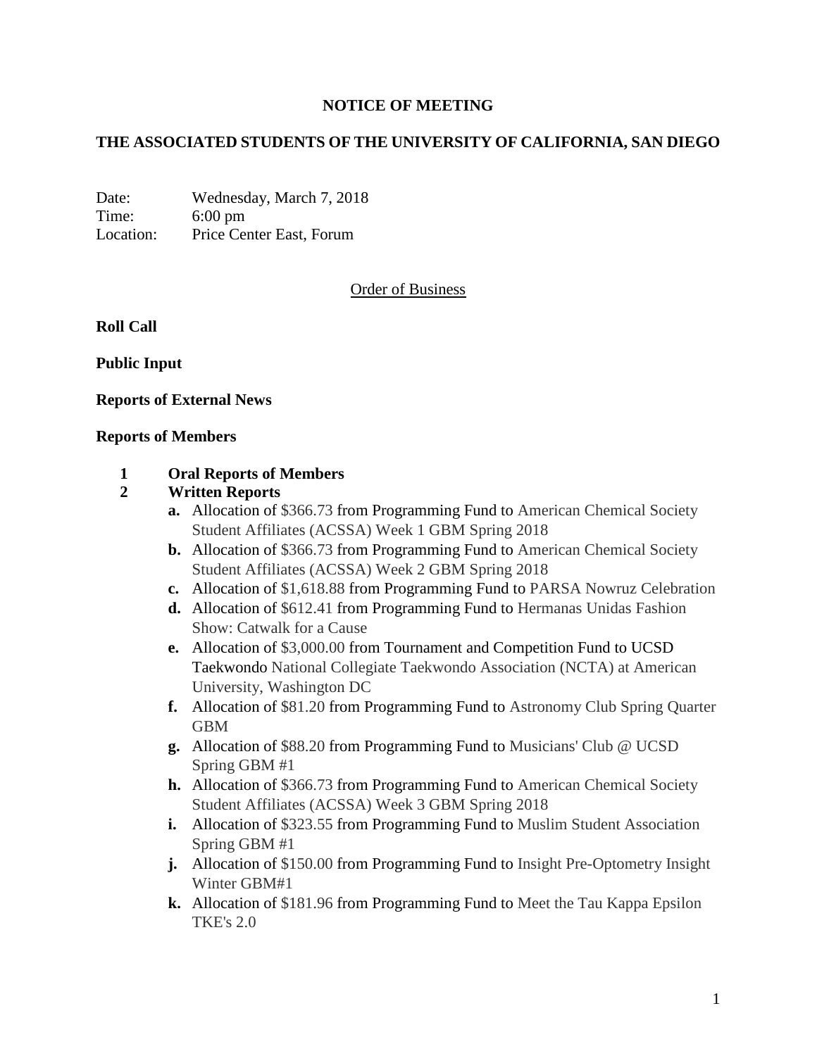# NOTICE OF MEETING

## THE ASSOCIATED STUDENTS OF THE UNIVERSITY OF CALIFORNIA, SAN DIEGO

Date: Wednesday, March 7, 2018
Time: 6:00 pm
Location: Price Center East, Forum

Order of Business

**Roll Call**

**Public Input**

**Reports of External News**

**Reports of Members**

**1 Oral Reports of Members**

**2 Written Reports**

- **a.** Allocation of $366.73 from Programming Fund to American Chemical Society Student Affiliates (ACSSA) Week 1 GBM Spring 2018
- **b.** Allocation of $366.73 from Programming Fund to American Chemical Society Student Affiliates (ACSSA) Week 2 GBM Spring 2018
- **c.** Allocation of $1,618.88 from Programming Fund to PARSA Nowruz Celebration
- **d.** Allocation of $612.41 from Programming Fund to Hermanas Unidas Fashion Show: Catwalk for a Cause
- **e.** Allocation of $3,000.00 from Tournament and Competition Fund to UCSD Taekwondo National Collegiate Taekwondo Association (NCTA) at American University, Washington DC
- **f.** Allocation of $81.20 from Programming Fund to Astronomy Club Spring Quarter GBM
- **g.** Allocation of $88.20 from Programming Fund to Musicians' Club @ UCSD Spring GBM #1
- **h.** Allocation of $366.73 from Programming Fund to American Chemical Society Student Affiliates (ACSSA) Week 3 GBM Spring 2018
- **i.** Allocation of $323.55 from Programming Fund to Muslim Student Association Spring GBM #1
- **j.** Allocation of $150.00 from Programming Fund to Insight Pre-Optometry Insight Winter GBM#1
- **k.** Allocation of $181.96 from Programming Fund to Meet the Tau Kappa Epsilon TKE's 2.0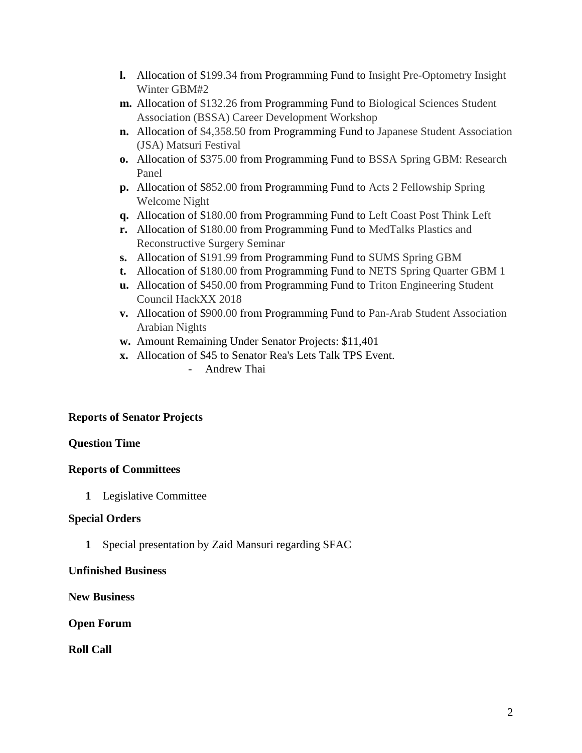l. Allocation of $199.34 from Programming Fund to Insight Pre-Optometry Insight Winter GBM#2
m. Allocation of $132.26 from Programming Fund to Biological Sciences Student Association (BSSA) Career Development Workshop
n. Allocation of $4,358.50 from Programming Fund to Japanese Student Association (JSA) Matsuri Festival
o. Allocation of $375.00 from Programming Fund to BSSA Spring GBM: Research Panel
p. Allocation of $852.00 from Programming Fund to Acts 2 Fellowship Spring Welcome Night
q. Allocation of $180.00 from Programming Fund to Left Coast Post Think Left
r. Allocation of $180.00 from Programming Fund to MedTalks Plastics and Reconstructive Surgery Seminar
s. Allocation of $191.99 from Programming Fund to SUMS Spring GBM
t. Allocation of $180.00 from Programming Fund to NETS Spring Quarter GBM 1
u. Allocation of $450.00 from Programming Fund to Triton Engineering Student Council HackXX 2018
v. Allocation of $900.00 from Programming Fund to Pan-Arab Student Association Arabian Nights
w. Amount Remaining Under Senator Projects: $11,401
x. Allocation of $45 to Senator Rea's Lets Talk TPS Event.
    - Andrew Thai

**Reports of Senator Projects**

**Question Time**

**Reports of Committees**

1. Legislative Committee

**Special Orders**

1. Special presentation by Zaid Mansuri regarding SFAC

**Unfinished Business**

**New Business**

**Open Forum**

**Roll Call**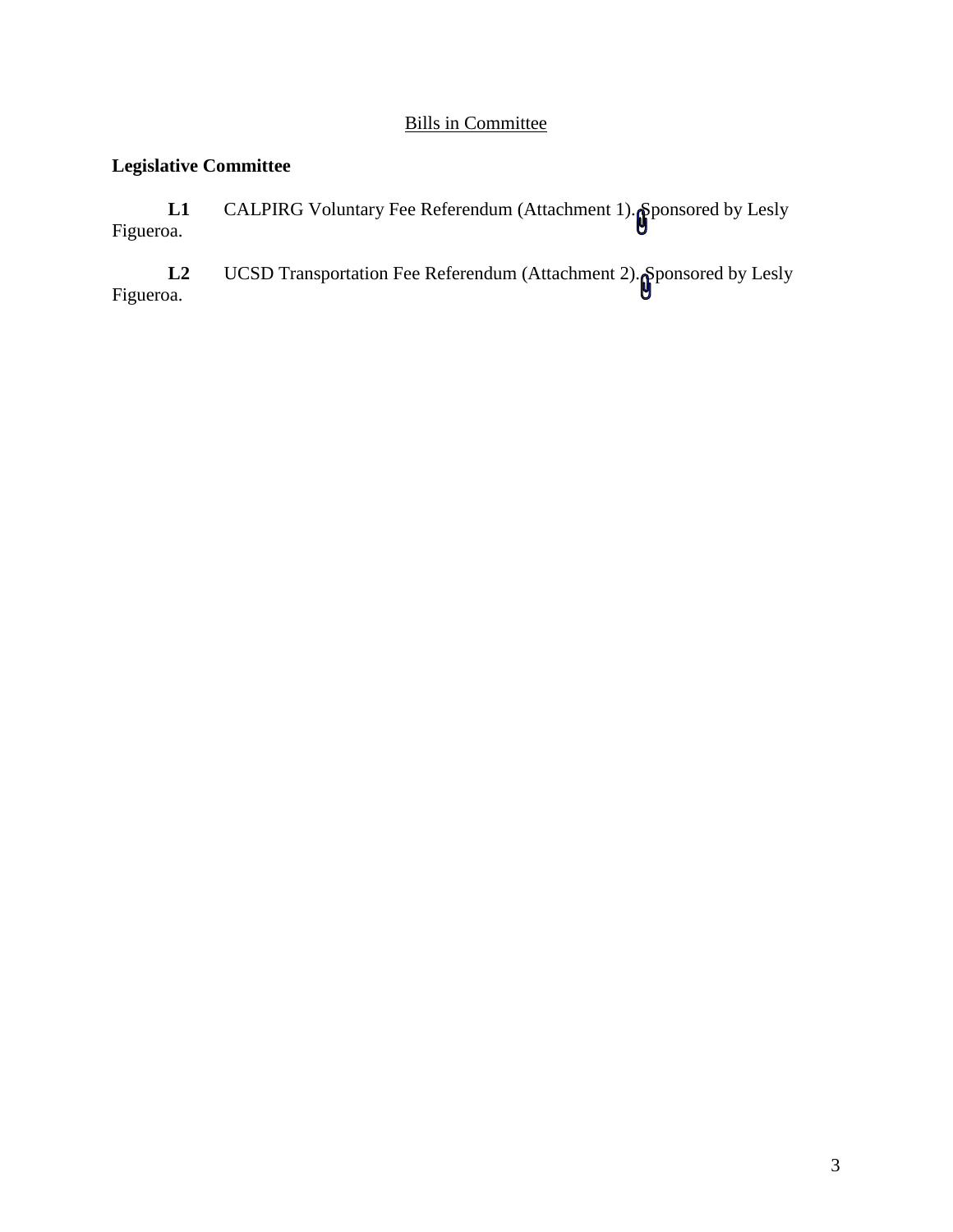Bills in Committee

**Legislative Committee**

**L1** CALPIRG Voluntary Fee Referendum (Attachment 1). Sponsored by Lesly Figueroa.

**L2** UCSD Transportation Fee Referendum (Attachment 2). Sponsored by Lesly Figueroa.